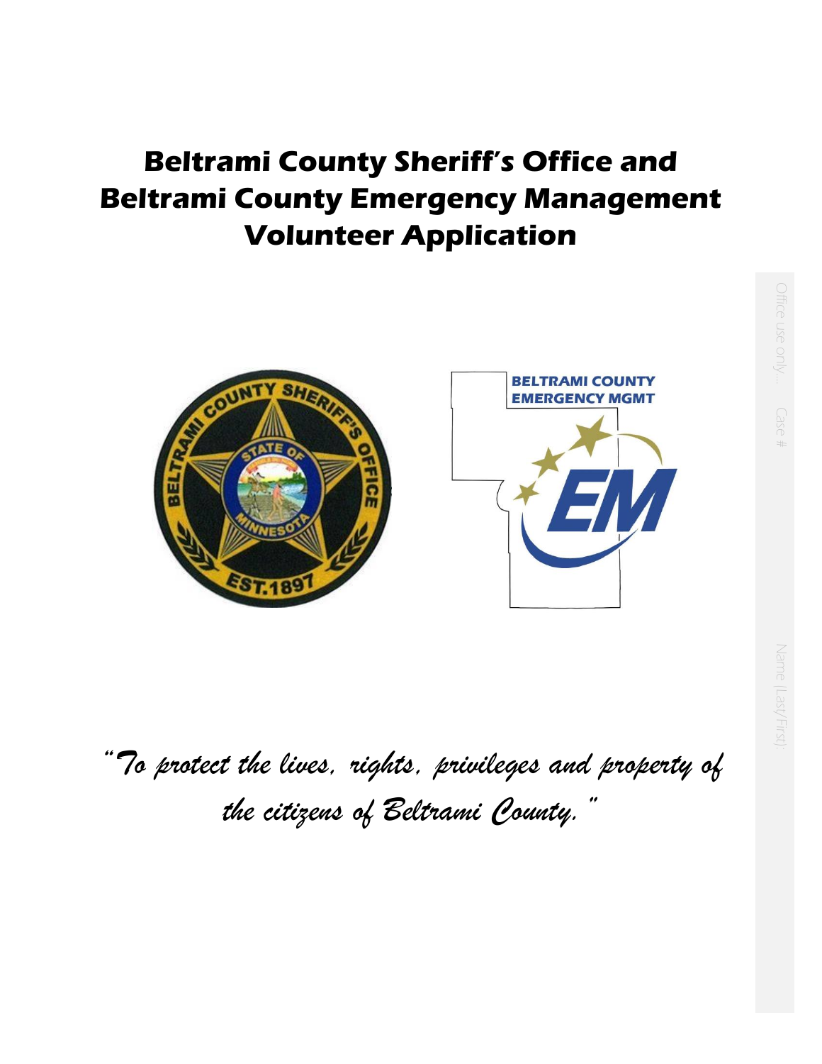# Beltrami County Sheriff's Office and Beltrami County Emergency Management Volunteer Application

*"To protect the lives, rights, privileges and property of the citizens of Beltrami County."*

Office use only… Case #

Name (Last/First):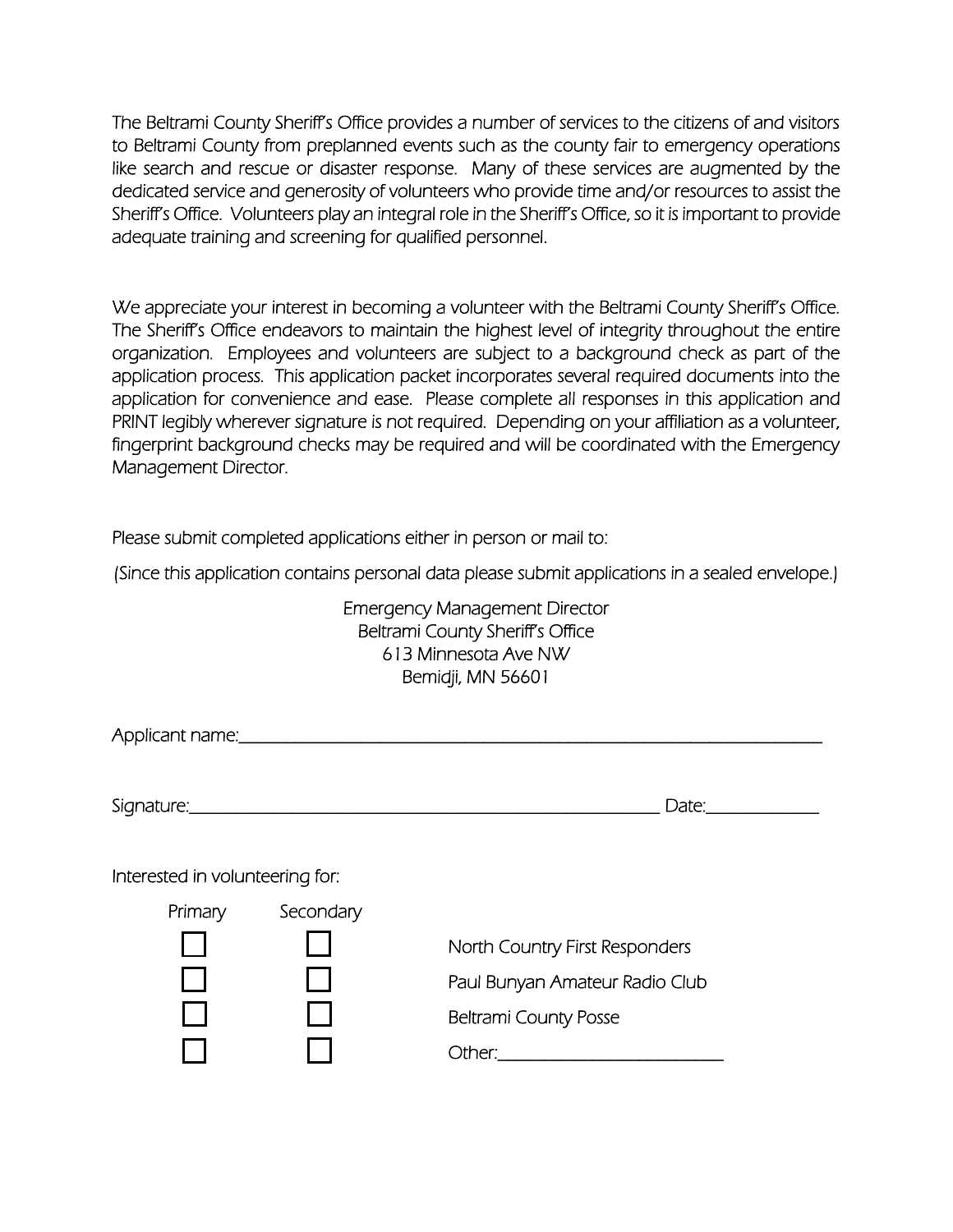The Beltrami County Sheriff's Office provides a number of services to the citizens of and visitors to Beltrami County from preplanned events such as the county fair to emergency operations like search and rescue or disaster response. Many of these services are augmented by the dedicated service and generosity of volunteers who provide time and/or resources to assist the Sheriff's Office. Volunteers play an integral role in the Sheriff's Office, so it is important to provide adequate training and screening for qualified personnel.

We appreciate your interest in becoming a volunteer with the Beltrami County Sheriff's Office. The Sheriff's Office endeavors to maintain the highest level of integrity throughout the entire organization. Employees and volunteers are subject to a background check as part of the application process. This application packet incorporates several required documents into the application for convenience and ease. Please complete all responses in this application and PRINT legibly wherever signature is not required. Depending on your affiliation as a volunteer, fingerprint background checks may be required and will be coordinated with the Emergency Management Director.

Please submit completed applications either in person or mail to:

(Since this application contains personal data please submit applications in a sealed envelope.)

Emergency Management Director
Beltrami County Sheriff's Office
613 Minnesota Ave NW
Bemidji, MN 56601

Applicant name:\_\_\_\_\_\_\_\_\_\_\_\_\_\_\_\_\_\_\_\_\_\_\_\_\_\_\_\_\_\_\_\_\_\_\_\_\_\_\_\_\_\_\_\_\_\_\_\_

Signature:\_\_\_\_\_\_\_\_\_\_\_\_\_\_\_\_\_\_\_\_\_\_\_\_\_\_\_\_\_\_\_\_\_\_\_\_\_\_\_\_ Date:\_\_\_\_\_\_\_\_\_\_

Interested in volunteering for:

| Primary | Secondary | |
|---|---|---|
| ☐ | ☐ | North Country First Responders |
| ☐ | ☐ | Paul Bunyan Amateur Radio Club |
| ☐ | ☐ | Beltrami County Posse |
| ☐ | ☐ | Other:\_\_\_\_\_\_\_\_\_\_\_\_\_\_\_\_\_\_\_\_ |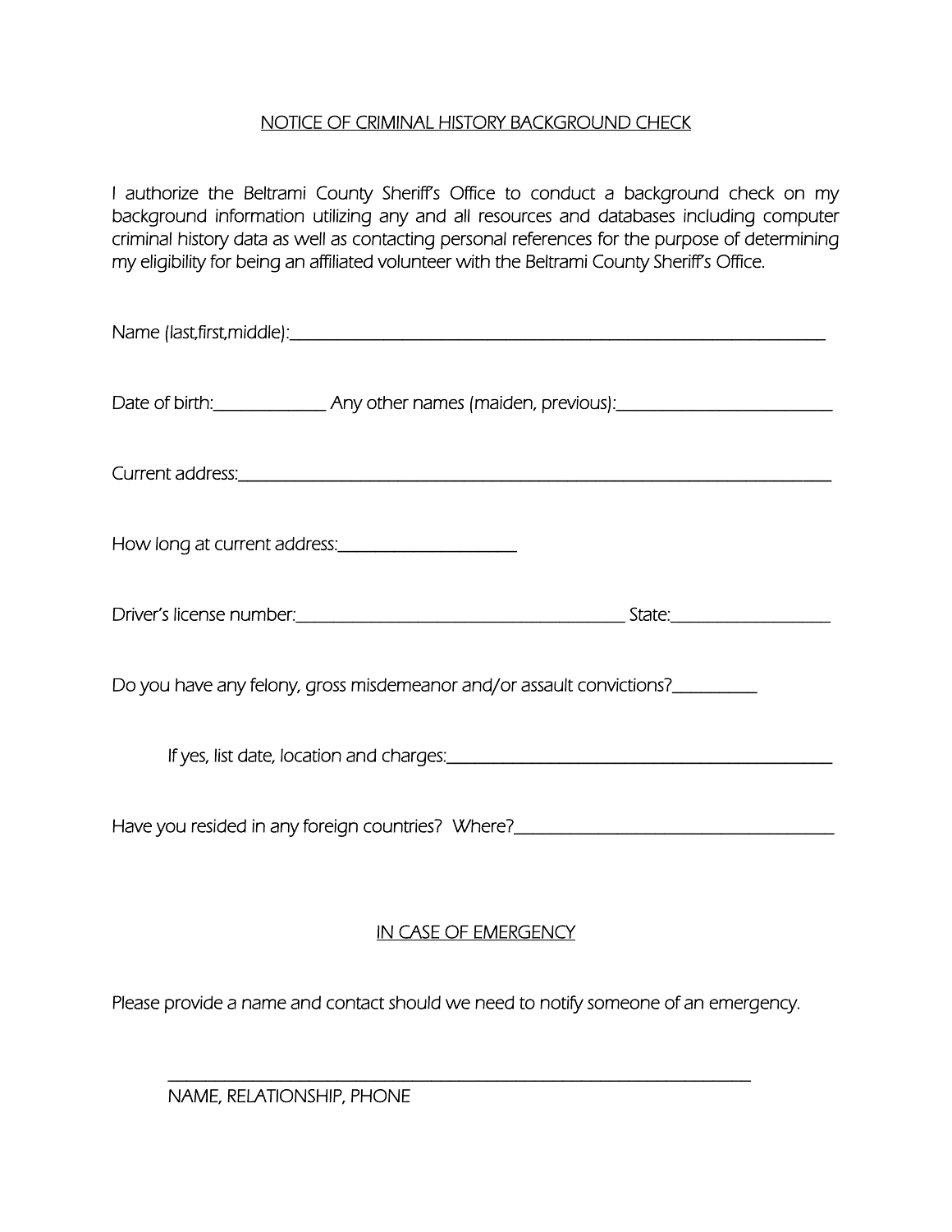## NOTICE OF CRIMINAL HISTORY BACKGROUND CHECK

I authorize the Beltrami County Sheriff's Office to conduct a background check on my background information utilizing any and all resources and databases including computer criminal history data as well as contacting personal references for the purpose of determining my eligibility for being an affiliated volunteer with the Beltrami County Sheriff's Office.

Name (last,first,middle):________________________________________________________

Date of birth:____________ Any other names (maiden, previous):______________________

Current address:____________________________________________________________

How long at current address:__________________

Driver's license number:___________________________________ State:________________

Do you have any felony, gross misdemeanor and/or assault convictions?_________

If yes, list date, location and charges:__________________________________________

Have you resided in any foreign countries? Where?_________________________________

## IN CASE OF EMERGENCY

Please provide a name and contact should we need to notify someone of an emergency.

_______________________________________________________________

NAME, RELATIONSHIP, PHONE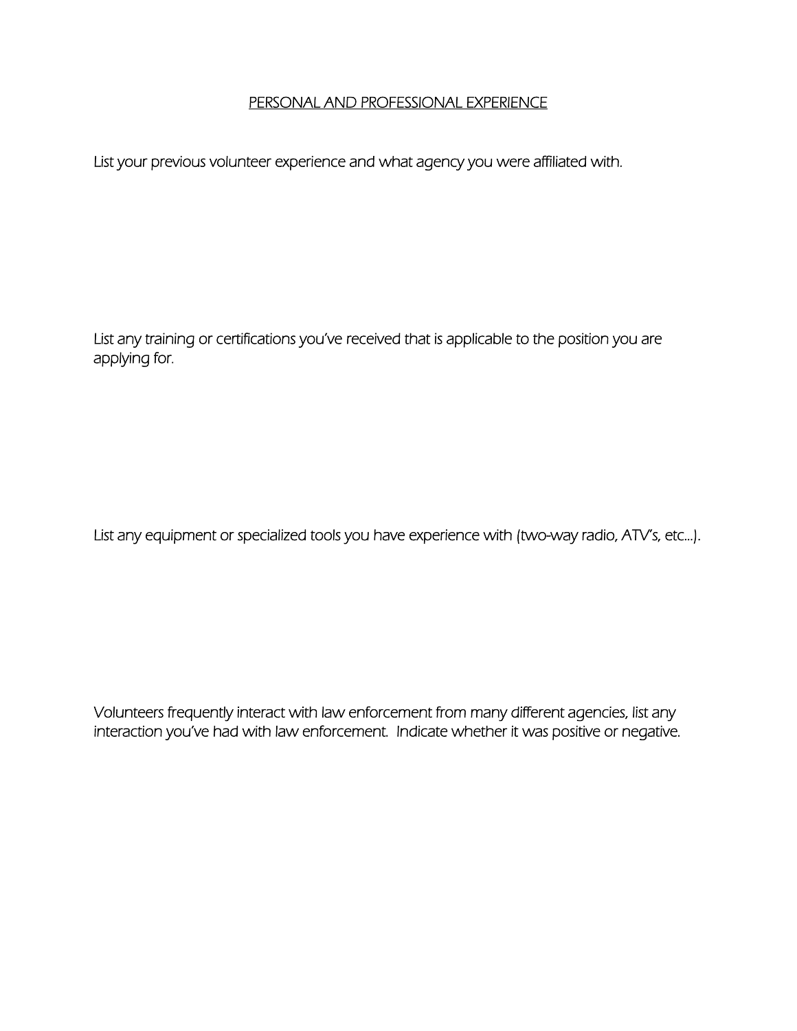## PERSONAL AND PROFESSIONAL EXPERIENCE

List your previous volunteer experience and what agency you were affiliated with.

List any training or certifications you've received that is applicable to the position you are applying for.

List any equipment or specialized tools you have experience with (two-way radio, ATV's, etc…).

Volunteers frequently interact with law enforcement from many different agencies, list any interaction you've had with law enforcement. Indicate whether it was positive or negative.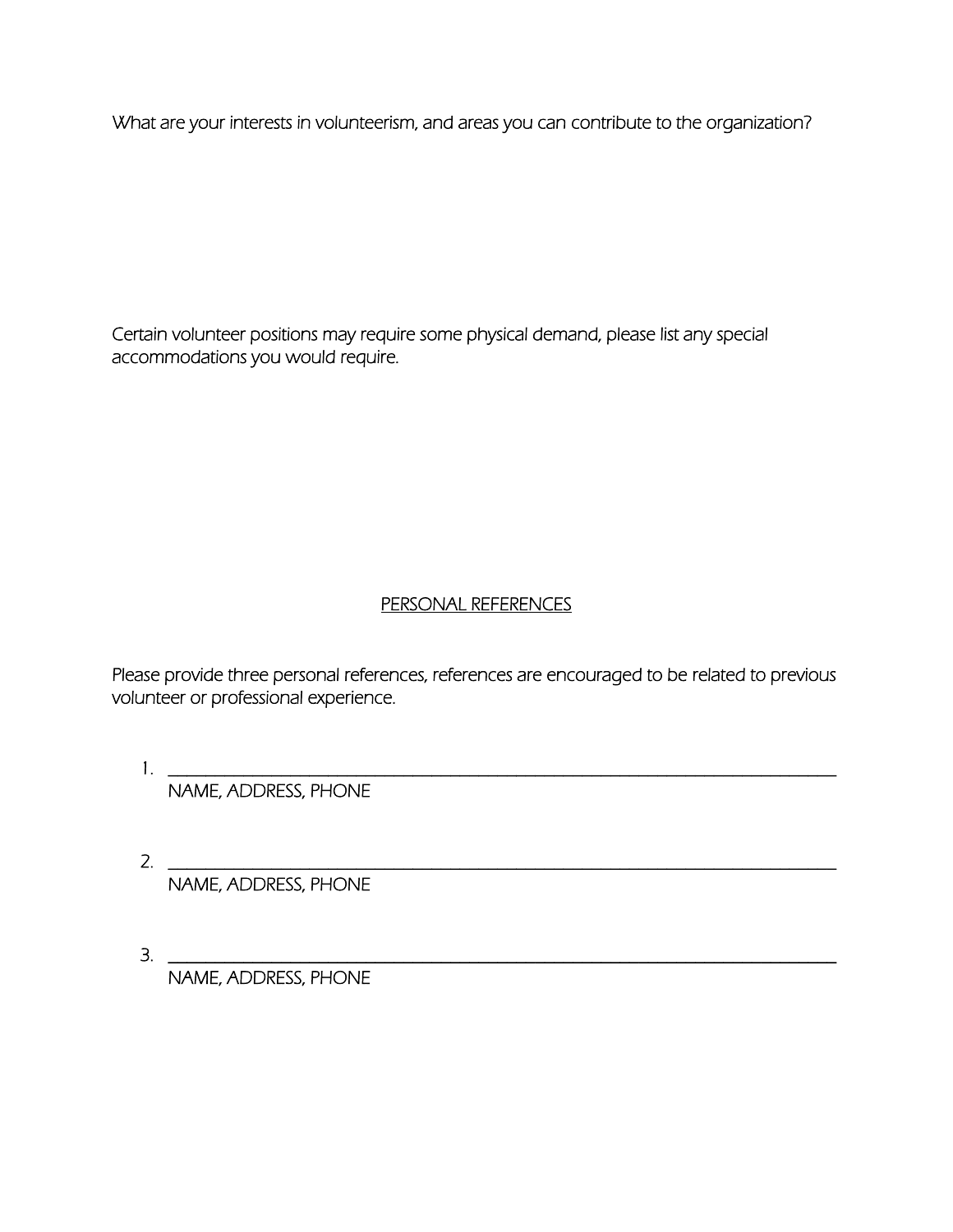What are your interests in volunteerism, and areas you can contribute to the organization?

Certain volunteer positions may require some physical demand, please list any special accommodations you would require.

## PERSONAL REFERENCES

Please provide three personal references, references are encouraged to be related to previous volunteer or professional experience.

1. ______________________________________________________________________
   NAME, ADDRESS, PHONE

2. ______________________________________________________________________
   NAME, ADDRESS, PHONE

3. ______________________________________________________________________
   NAME, ADDRESS, PHONE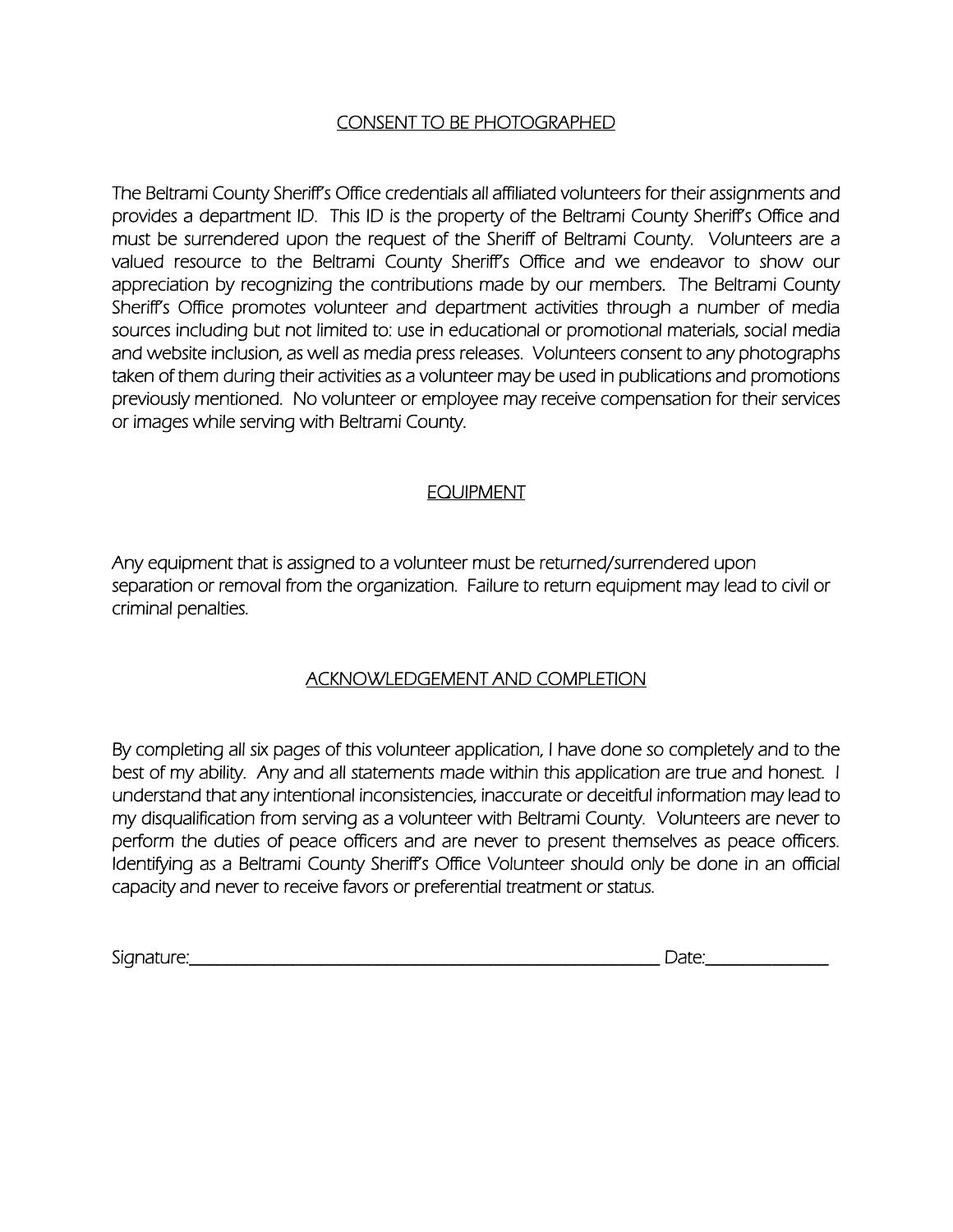## CONSENT TO BE PHOTOGRAPHED

The Beltrami County Sheriff's Office credentials all affiliated volunteers for their assignments and provides a department ID. This ID is the property of the Beltrami County Sheriff's Office and must be surrendered upon the request of the Sheriff of Beltrami County. Volunteers are a valued resource to the Beltrami County Sheriff's Office and we endeavor to show our appreciation by recognizing the contributions made by our members. The Beltrami County Sheriff's Office promotes volunteer and department activities through a number of media sources including but not limited to: use in educational or promotional materials, social media and website inclusion, as well as media press releases. Volunteers consent to any photographs taken of them during their activities as a volunteer may be used in publications and promotions previously mentioned. No volunteer or employee may receive compensation for their services or images while serving with Beltrami County.

## EQUIPMENT

Any equipment that is assigned to a volunteer must be returned/surrendered upon separation or removal from the organization. Failure to return equipment may lead to civil or criminal penalties.

## ACKNOWLEDGEMENT AND COMPLETION

By completing all six pages of this volunteer application, I have done so completely and to the best of my ability. Any and all statements made within this application are true and honest. I understand that any intentional inconsistencies, inaccurate or deceitful information may lead to my disqualification from serving as a volunteer with Beltrami County. Volunteers are never to perform the duties of peace officers and are never to present themselves as peace officers. Identifying as a Beltrami County Sheriff's Office Volunteer should only be done in an official capacity and never to receive favors or preferential treatment or status.

Signature:_______________________________________________ Date:____________